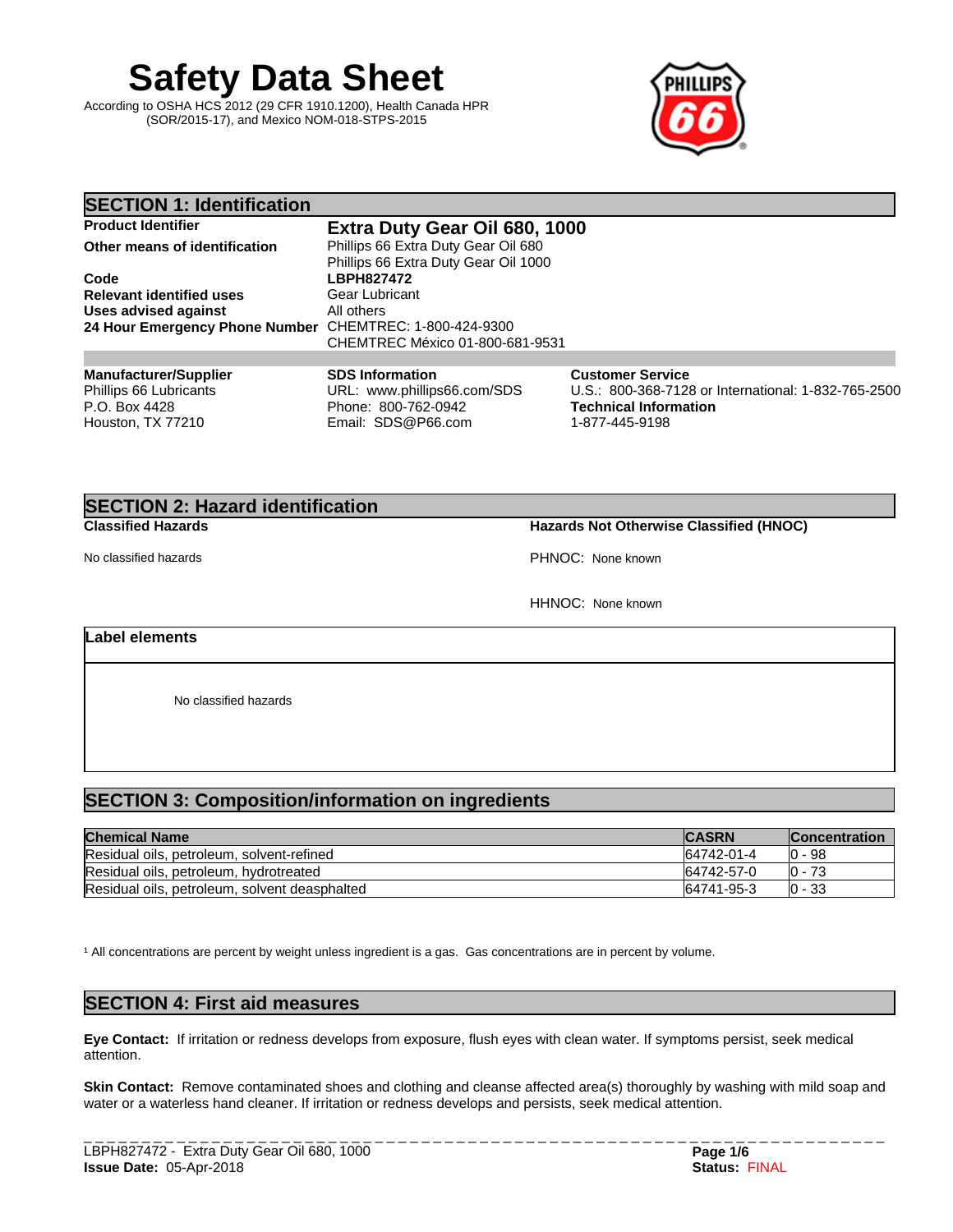# Safety Data Sheet

According to OSHA HCS 2012 (29 CFR 1910.1200), Health Canada HPR (SOR/2015-17), and Mexico NOM-018-STPS-2015

## SECTION 1: Identification

| | |
|---|---|
| **Product Identifier** | **Extra Duty Gear Oil 680, 1000** |
| **Other means of identification** | Phillips 66 Extra Duty Gear Oil 680<br>Phillips 66 Extra Duty Gear Oil 1000 |
| **Code** | **LBPH827472** |
| **Relevant identified uses** | Gear Lubricant |
| **Uses advised against** | All others |
| **24 Hour Emergency Phone Number** | CHEMTREC: 1-800-424-9300<br>CHEMTREC México 01-800-681-9531 |

**Manufacturer/Supplier**
Phillips 66 Lubricants
P.O. Box 4428
Houston, TX 77210

**SDS Information**
URL: www.phillips66.com/SDS
Phone: 800-762-0942
Email: SDS@P66.com

**Customer Service**
U.S.: 800-368-7128 or International: 1-832-765-2500
**Technical Information**
1-877-445-9198

## SECTION 2: Hazard identification

**Classified Hazards**

No classified hazards

**Hazards Not Otherwise Classified (HNOC)**

PHNOC: None known

HHNOC: None known

**Label elements**

No classified hazards

## SECTION 3: Composition/information on ingredients

| Chemical Name | CASRN | Concentration |
|---|---|---|
| Residual oils, petroleum, solvent-refined | 64742-01-4 | 0 - 98 |
| Residual oils, petroleum, hydrotreated | 64742-57-0 | 0 - 73 |
| Residual oils, petroleum, solvent deasphalted | 64741-95-3 | 0 - 33 |

[1] All concentrations are percent by weight unless ingredient is a gas. Gas concentrations are in percent by volume.

## SECTION 4: First aid measures

**Eye Contact:** If irritation or redness develops from exposure, flush eyes with clean water. If symptoms persist, seek medical attention.

**Skin Contact:** Remove contaminated shoes and clothing and cleanse affected area(s) thoroughly by washing with mild soap and water or a waterless hand cleaner. If irritation or redness develops and persists, seek medical attention.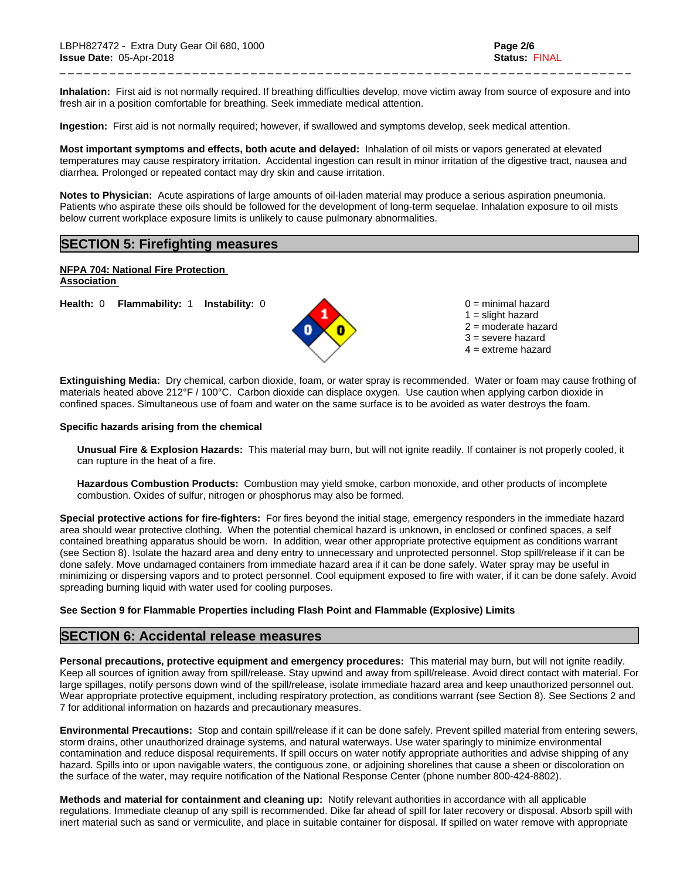**Inhalation:** First aid is not normally required. If breathing difficulties develop, move victim away from source of exposure and into fresh air in a position comfortable for breathing. Seek immediate medical attention.

**Ingestion:** First aid is not normally required; however, if swallowed and symptoms develop, seek medical attention.

**Most important symptoms and effects, both acute and delayed:** Inhalation of oil mists or vapors generated at elevated temperatures may cause respiratory irritation. Accidental ingestion can result in minor irritation of the digestive tract, nausea and diarrhea. Prolonged or repeated contact may dry skin and cause irritation.

**Notes to Physician:** Acute aspirations of large amounts of oil-laden material may produce a serious aspiration pneumonia. Patients who aspirate these oils should be followed for the development of long-term sequelae. Inhalation exposure to oil mists below current workplace exposure limits is unlikely to cause pulmonary abnormalities.

## SECTION 5: Firefighting measures

**NFPA 704: National Fire Protection Association**

**Health:** 0 **Flammability:** 1 **Instability:** 0

0 = minimal hazard
1 = slight hazard
2 = moderate hazard
3 = severe hazard
4 = extreme hazard

**Extinguishing Media:** Dry chemical, carbon dioxide, foam, or water spray is recommended. Water or foam may cause frothing of materials heated above 212°F / 100°C. Carbon dioxide can displace oxygen. Use caution when applying carbon dioxide in confined spaces. Simultaneous use of foam and water on the same surface is to be avoided as water destroys the foam.

**Specific hazards arising from the chemical**

**Unusual Fire & Explosion Hazards:** This material may burn, but will not ignite readily. If container is not properly cooled, it can rupture in the heat of a fire.

**Hazardous Combustion Products:** Combustion may yield smoke, carbon monoxide, and other products of incomplete combustion. Oxides of sulfur, nitrogen or phosphorus may also be formed.

**Special protective actions for fire-fighters:** For fires beyond the initial stage, emergency responders in the immediate hazard area should wear protective clothing. When the potential chemical hazard is unknown, in enclosed or confined spaces, a self contained breathing apparatus should be worn. In addition, wear other appropriate protective equipment as conditions warrant (see Section 8). Isolate the hazard area and deny entry to unnecessary and unprotected personnel. Stop spill/release if it can be done safely. Move undamaged containers from immediate hazard area if it can be done safely. Water spray may be useful in minimizing or dispersing vapors and to protect personnel. Cool equipment exposed to fire with water, if it can be done safely. Avoid spreading burning liquid with water used for cooling purposes.

**See Section 9 for Flammable Properties including Flash Point and Flammable (Explosive) Limits**

## SECTION 6: Accidental release measures

**Personal precautions, protective equipment and emergency procedures:** This material may burn, but will not ignite readily. Keep all sources of ignition away from spill/release. Stay upwind and away from spill/release. Avoid direct contact with material. For large spillages, notify persons down wind of the spill/release, isolate immediate hazard area and keep unauthorized personnel out. Wear appropriate protective equipment, including respiratory protection, as conditions warrant (see Section 8). See Sections 2 and 7 for additional information on hazards and precautionary measures.

**Environmental Precautions:** Stop and contain spill/release if it can be done safely. Prevent spilled material from entering sewers, storm drains, other unauthorized drainage systems, and natural waterways. Use water sparingly to minimize environmental contamination and reduce disposal requirements. If spill occurs on water notify appropriate authorities and advise shipping of any hazard. Spills into or upon navigable waters, the contiguous zone, or adjoining shorelines that cause a sheen or discoloration on the surface of the water, may require notification of the National Response Center (phone number 800-424-8802).

**Methods and material for containment and cleaning up:** Notify relevant authorities in accordance with all applicable regulations. Immediate cleanup of any spill is recommended. Dike far ahead of spill for later recovery or disposal. Absorb spill with inert material such as sand or vermiculite, and place in suitable container for disposal. If spilled on water remove with appropriate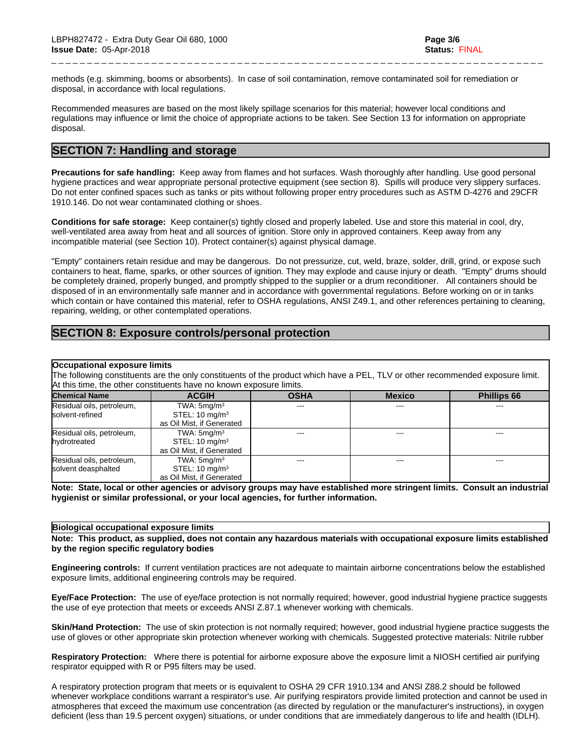methods (e.g. skimming, booms or absorbents). In case of soil contamination, remove contaminated soil for remediation or disposal, in accordance with local regulations.

Recommended measures are based on the most likely spillage scenarios for this material; however local conditions and regulations may influence or limit the choice of appropriate actions to be taken. See Section 13 for information on appropriate disposal.

## SECTION 7: Handling and storage

**Precautions for safe handling:** Keep away from flames and hot surfaces. Wash thoroughly after handling. Use good personal hygiene practices and wear appropriate personal protective equipment (see section 8). Spills will produce very slippery surfaces. Do not enter confined spaces such as tanks or pits without following proper entry procedures such as ASTM D-4276 and 29CFR 1910.146. Do not wear contaminated clothing or shoes.

**Conditions for safe storage:** Keep container(s) tightly closed and properly labeled. Use and store this material in cool, dry, well-ventilated area away from heat and all sources of ignition. Store only in approved containers. Keep away from any incompatible material (see Section 10). Protect container(s) against physical damage.

"Empty" containers retain residue and may be dangerous. Do not pressurize, cut, weld, braze, solder, drill, grind, or expose such containers to heat, flame, sparks, or other sources of ignition. They may explode and cause injury or death. "Empty" drums should be completely drained, properly bunged, and promptly shipped to the supplier or a drum reconditioner. All containers should be disposed of in an environmentally safe manner and in accordance with governmental regulations. Before working on or in tanks which contain or have contained this material, refer to OSHA regulations, ANSI Z49.1, and other references pertaining to cleaning, repairing, welding, or other contemplated operations.

## SECTION 8: Exposure controls/personal protection

**Occupational exposure limits**

The following constituents are the only constituents of the product which have a PEL, TLV or other recommended exposure limit. At this time, the other constituents have no known exposure limits.

| Chemical Name | ACGIH | OSHA | Mexico | Phillips 66 |
|---|---|---|---|---|
| Residual oils, petroleum, solvent-refined | TWA: 5mg/m³<br>STEL: 10 mg/m³<br>as Oil Mist, if Generated | --- | --- | --- |
| Residual oils, petroleum, hydrotreated | TWA: 5mg/m³<br>STEL: 10 mg/m³<br>as Oil Mist, if Generated | --- | --- | --- |
| Residual oils, petroleum, solvent deasphalted | TWA: 5mg/m³<br>STEL: 10 mg/m³<br>as Oil Mist, if Generated | --- | --- | --- |

**Note: State, local or other agencies or advisory groups may have established more stringent limits. Consult an industrial hygienist or similar professional, or your local agencies, for further information.**

**Biological occupational exposure limits**

**Note: This product, as supplied, does not contain any hazardous materials with occupational exposure limits established by the region specific regulatory bodies**

**Engineering controls:** If current ventilation practices are not adequate to maintain airborne concentrations below the established exposure limits, additional engineering controls may be required.

**Eye/Face Protection:** The use of eye/face protection is not normally required; however, good industrial hygiene practice suggests the use of eye protection that meets or exceeds ANSI Z.87.1 whenever working with chemicals.

**Skin/Hand Protection:** The use of skin protection is not normally required; however, good industrial hygiene practice suggests the use of gloves or other appropriate skin protection whenever working with chemicals. Suggested protective materials: Nitrile rubber

**Respiratory Protection:** Where there is potential for airborne exposure above the exposure limit a NIOSH certified air purifying respirator equipped with R or P95 filters may be used.

A respiratory protection program that meets or is equivalent to OSHA 29 CFR 1910.134 and ANSI Z88.2 should be followed whenever workplace conditions warrant a respirator's use. Air purifying respirators provide limited protection and cannot be used in atmospheres that exceed the maximum use concentration (as directed by regulation or the manufacturer's instructions), in oxygen deficient (less than 19.5 percent oxygen) situations, or under conditions that are immediately dangerous to life and health (IDLH).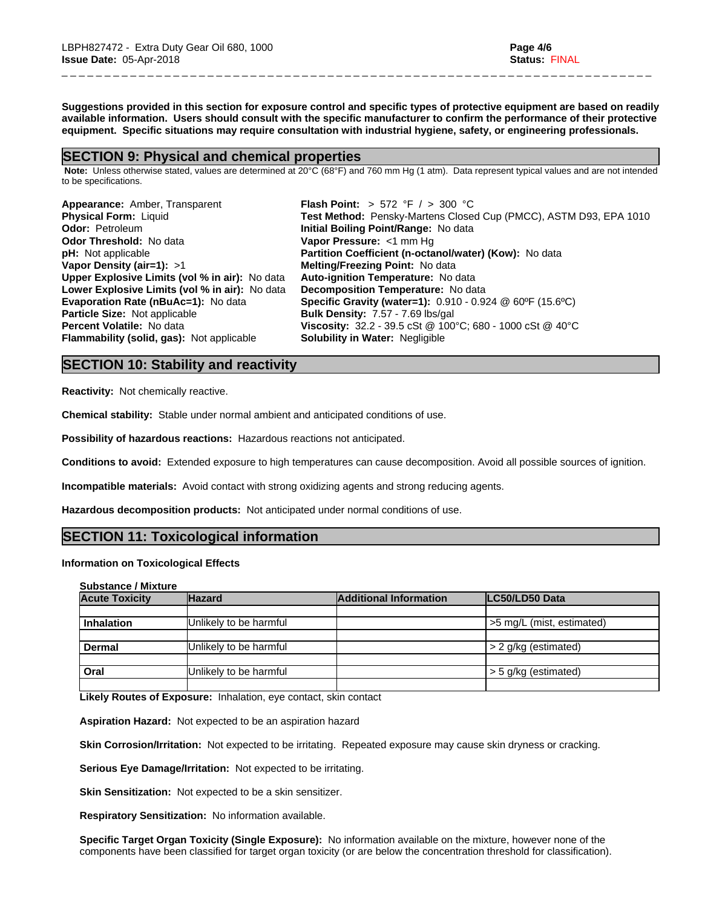**Suggestions provided in this section for exposure control and specific types of protective equipment are based on readily available information. Users should consult with the specific manufacturer to confirm the performance of their protective equipment. Specific situations may require consultation with industrial hygiene, safety, or engineering professionals.**

## SECTION 9: Physical and chemical properties

**Note:** Unless otherwise stated, values are determined at 20°C (68°F) and 760 mm Hg (1 atm). Data represent typical values and are not intended to be specifications.

**Appearance:** Amber, Transparent
**Physical Form:** Liquid
**Odor:** Petroleum
**Odor Threshold:** No data
**pH:** Not applicable
**Vapor Density (air=1):** >1
**Upper Explosive Limits (vol % in air):** No data
**Lower Explosive Limits (vol % in air):** No data
**Evaporation Rate (nBuAc=1):** No data
**Particle Size:** Not applicable
**Percent Volatile:** No data
**Flammability (solid, gas):** Not applicable

**Flash Point:** > 572 °F / > 300 °C
**Test Method:** Pensky-Martens Closed Cup (PMCC), ASTM D93, EPA 1010
**Initial Boiling Point/Range:** No data
**Vapor Pressure:** <1 mm Hg
**Partition Coefficient (n-octanol/water) (Kow):** No data
**Melting/Freezing Point:** No data
**Auto-ignition Temperature:** No data
**Decomposition Temperature:** No data
**Specific Gravity (water=1):** 0.910 - 0.924 @ 60ºF (15.6ºC)
**Bulk Density:** 7.57 - 7.69 lbs/gal
**Viscosity:** 32.2 - 39.5 cSt @ 100°C; 680 - 1000 cSt @ 40°C
**Solubility in Water:** Negligible

## SECTION 10: Stability and reactivity

**Reactivity:** Not chemically reactive.

**Chemical stability:** Stable under normal ambient and anticipated conditions of use.

**Possibility of hazardous reactions:** Hazardous reactions not anticipated.

**Conditions to avoid:** Extended exposure to high temperatures can cause decomposition. Avoid all possible sources of ignition.

**Incompatible materials:** Avoid contact with strong oxidizing agents and strong reducing agents.

**Hazardous decomposition products:** Not anticipated under normal conditions of use.

## SECTION 11: Toxicological information

**Information on Toxicological Effects**

**Substance / Mixture**

| Acute Toxicity | Hazard | Additional Information | LC50/LD50 Data |
|---|---|---|---|
| Inhalation | Unlikely to be harmful | | >5 mg/L (mist, estimated) |
| Dermal | Unlikely to be harmful | | > 2 g/kg (estimated) |
| Oral | Unlikely to be harmful | | > 5 g/kg (estimated) |

**Likely Routes of Exposure:** Inhalation, eye contact, skin contact

**Aspiration Hazard:** Not expected to be an aspiration hazard

**Skin Corrosion/Irritation:** Not expected to be irritating. Repeated exposure may cause skin dryness or cracking.

**Serious Eye Damage/Irritation:** Not expected to be irritating.

**Skin Sensitization:** Not expected to be a skin sensitizer.

**Respiratory Sensitization:** No information available.

**Specific Target Organ Toxicity (Single Exposure):** No information available on the mixture, however none of the components have been classified for target organ toxicity (or are below the concentration threshold for classification).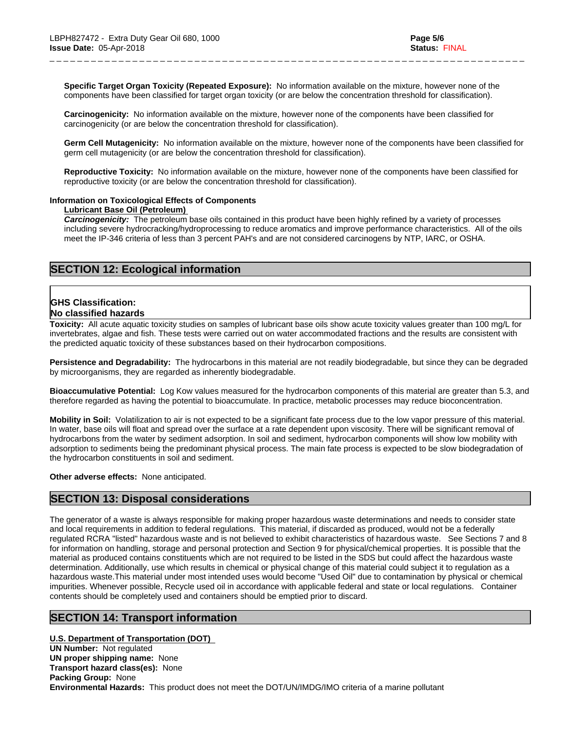**Specific Target Organ Toxicity (Repeated Exposure):** No information available on the mixture, however none of the components have been classified for target organ toxicity (or are below the concentration threshold for classification).

**Carcinogenicity:** No information available on the mixture, however none of the components have been classified for carcinogenicity (or are below the concentration threshold for classification).

**Germ Cell Mutagenicity:** No information available on the mixture, however none of the components have been classified for germ cell mutagenicity (or are below the concentration threshold for classification).

**Reproductive Toxicity:** No information available on the mixture, however none of the components have been classified for reproductive toxicity (or are below the concentration threshold for classification).

**Information on Toxicological Effects of Components**

**Lubricant Base Oil (Petroleum)**

***Carcinogenicity:*** The petroleum base oils contained in this product have been highly refined by a variety of processes including severe hydrocracking/hydroprocessing to reduce aromatics and improve performance characteristics. All of the oils meet the IP-346 criteria of less than 3 percent PAH's and are not considered carcinogens by NTP, IARC, or OSHA.

## SECTION 12: Ecological information

**GHS Classification:**
**No classified hazards**

**Toxicity:** All acute aquatic toxicity studies on samples of lubricant base oils show acute toxicity values greater than 100 mg/L for invertebrates, algae and fish. These tests were carried out on water accommodated fractions and the results are consistent with the predicted aquatic toxicity of these substances based on their hydrocarbon compositions.

**Persistence and Degradability:** The hydrocarbons in this material are not readily biodegradable, but since they can be degraded by microorganisms, they are regarded as inherently biodegradable.

**Bioaccumulative Potential:** Log Kow values measured for the hydrocarbon components of this material are greater than 5.3, and therefore regarded as having the potential to bioaccumulate. In practice, metabolic processes may reduce bioconcentration.

**Mobility in Soil:** Volatilization to air is not expected to be a significant fate process due to the low vapor pressure of this material. In water, base oils will float and spread over the surface at a rate dependent upon viscosity. There will be significant removal of hydrocarbons from the water by sediment adsorption. In soil and sediment, hydrocarbon components will show low mobility with adsorption to sediments being the predominant physical process. The main fate process is expected to be slow biodegradation of the hydrocarbon constituents in soil and sediment.

**Other adverse effects:** None anticipated.

## SECTION 13: Disposal considerations

The generator of a waste is always responsible for making proper hazardous waste determinations and needs to consider state and local requirements in addition to federal regulations. This material, if discarded as produced, would not be a federally regulated RCRA "listed" hazardous waste and is not believed to exhibit characteristics of hazardous waste. See Sections 7 and 8 for information on handling, storage and personal protection and Section 9 for physical/chemical properties. It is possible that the material as produced contains constituents which are not required to be listed in the SDS but could affect the hazardous waste determination. Additionally, use which results in chemical or physical change of this material could subject it to regulation as a hazardous waste.This material under most intended uses would become "Used Oil" due to contamination by physical or chemical impurities. Whenever possible, Recycle used oil in accordance with applicable federal and state or local regulations. Container contents should be completely used and containers should be emptied prior to discard.

## SECTION 14: Transport information

**U.S. Department of Transportation (DOT)**

**UN Number:** Not regulated
**UN proper shipping name:** None
**Transport hazard class(es):** None
**Packing Group:** None
**Environmental Hazards:** This product does not meet the DOT/UN/IMDG/IMO criteria of a marine pollutant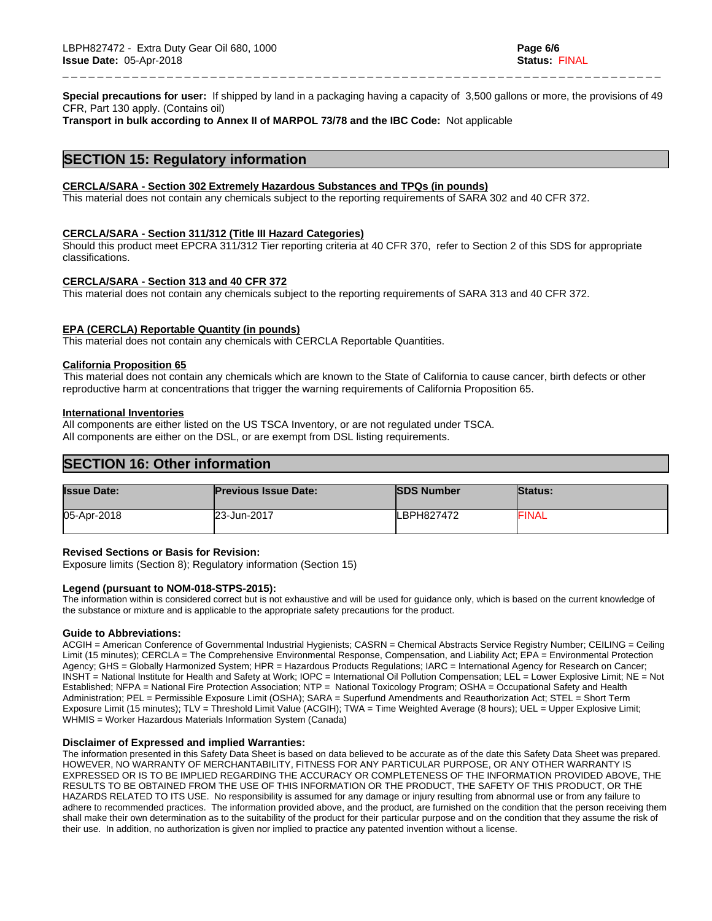**Special precautions for user:** If shipped by land in a packaging having a capacity of 3,500 gallons or more, the provisions of 49 CFR, Part 130 apply. (Contains oil)

**Transport in bulk according to Annex II of MARPOL 73/78 and the IBC Code:** Not applicable

## SECTION 15: Regulatory information

**CERCLA/SARA - Section 302 Extremely Hazardous Substances and TPQs (in pounds)**

This material does not contain any chemicals subject to the reporting requirements of SARA 302 and 40 CFR 372.

**CERCLA/SARA - Section 311/312 (Title III Hazard Categories)**

Should this product meet EPCRA 311/312 Tier reporting criteria at 40 CFR 370, refer to Section 2 of this SDS for appropriate classifications.

**CERCLA/SARA - Section 313 and 40 CFR 372**

This material does not contain any chemicals subject to the reporting requirements of SARA 313 and 40 CFR 372.

**EPA (CERCLA) Reportable Quantity (in pounds)**

This material does not contain any chemicals with CERCLA Reportable Quantities.

**California Proposition 65**

This material does not contain any chemicals which are known to the State of California to cause cancer, birth defects or other reproductive harm at concentrations that trigger the warning requirements of California Proposition 65.

**International Inventories**

All components are either listed on the US TSCA Inventory, or are not regulated under TSCA.
All components are either on the DSL, or are exempt from DSL listing requirements.

## SECTION 16: Other information

| Issue Date: | Previous Issue Date: | SDS Number | Status: |
|---|---|---|---|
| 05-Apr-2018 | 23-Jun-2017 | LBPH827472 | FINAL |

**Revised Sections or Basis for Revision:**

Exposure limits (Section 8); Regulatory information (Section 15)

**Legend (pursuant to NOM-018-STPS-2015):**

The information within is considered correct but is not exhaustive and will be used for guidance only, which is based on the current knowledge of the substance or mixture and is applicable to the appropriate safety precautions for the product.

**Guide to Abbreviations:**

ACGIH = American Conference of Governmental Industrial Hygienists; CASRN = Chemical Abstracts Service Registry Number; CEILING = Ceiling Limit (15 minutes); CERCLA = The Comprehensive Environmental Response, Compensation, and Liability Act; EPA = Environmental Protection Agency; GHS = Globally Harmonized System; HPR = Hazardous Products Regulations; IARC = International Agency for Research on Cancer; INSHT = National Institute for Health and Safety at Work; IOPC = International Oil Pollution Compensation; LEL = Lower Explosive Limit; NE = Not Established; NFPA = National Fire Protection Association; NTP = National Toxicology Program; OSHA = Occupational Safety and Health Administration; PEL = Permissible Exposure Limit (OSHA); SARA = Superfund Amendments and Reauthorization Act; STEL = Short Term Exposure Limit (15 minutes); TLV = Threshold Limit Value (ACGIH); TWA = Time Weighted Average (8 hours); UEL = Upper Explosive Limit; WHMIS = Worker Hazardous Materials Information System (Canada)

**Disclaimer of Expressed and implied Warranties:**

The information presented in this Safety Data Sheet is based on data believed to be accurate as of the date this Safety Data Sheet was prepared. HOWEVER, NO WARRANTY OF MERCHANTABILITY, FITNESS FOR ANY PARTICULAR PURPOSE, OR ANY OTHER WARRANTY IS EXPRESSED OR IS TO BE IMPLIED REGARDING THE ACCURACY OR COMPLETENESS OF THE INFORMATION PROVIDED ABOVE, THE RESULTS TO BE OBTAINED FROM THE USE OF THIS INFORMATION OR THE PRODUCT, THE SAFETY OF THIS PRODUCT, OR THE HAZARDS RELATED TO ITS USE. No responsibility is assumed for any damage or injury resulting from abnormal use or from any failure to adhere to recommended practices. The information provided above, and the product, are furnished on the condition that the person receiving them shall make their own determination as to the suitability of the product for their particular purpose and on the condition that they assume the risk of their use. In addition, no authorization is given nor implied to practice any patented invention without a license.